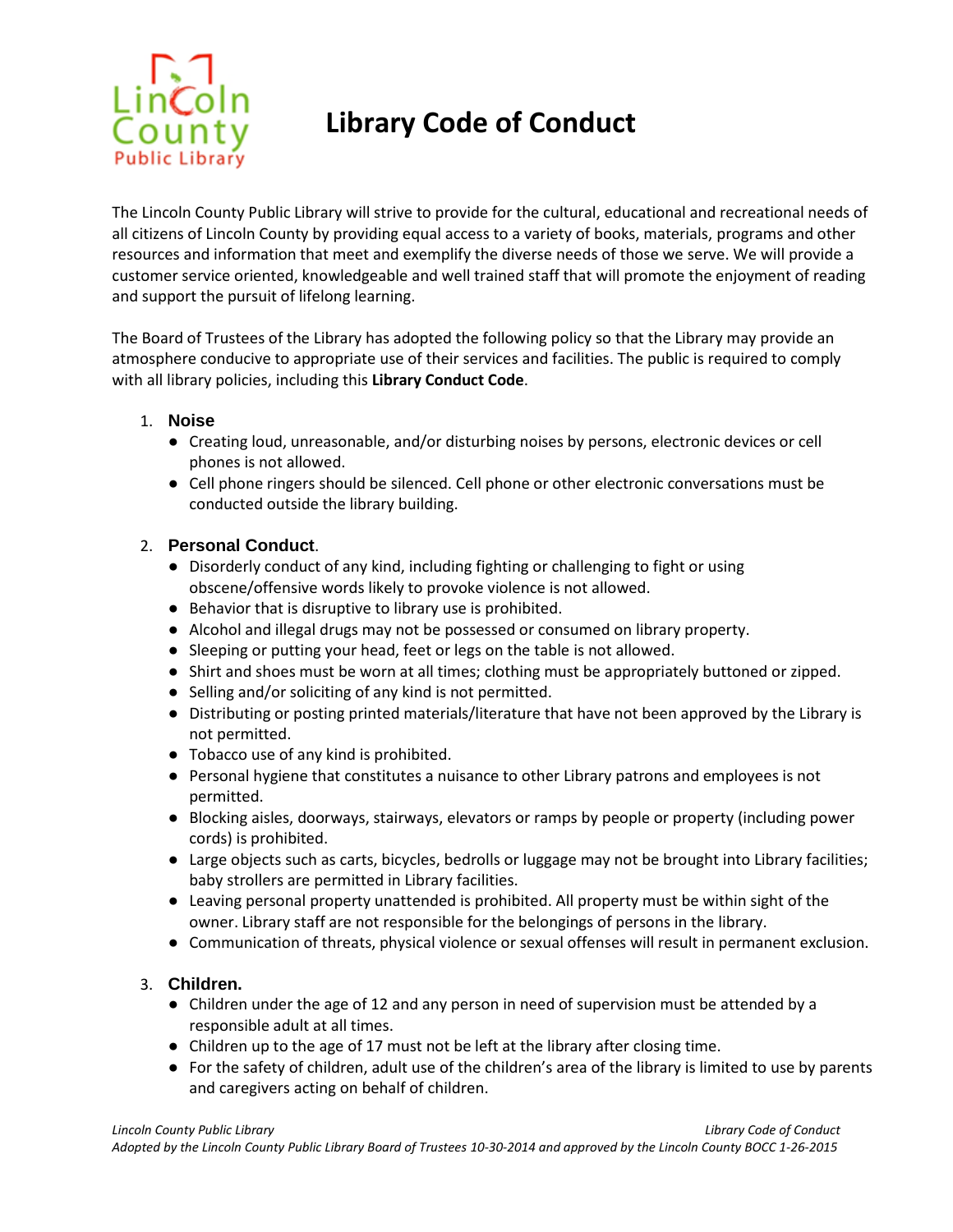# Library Code of Conduct

The Lincoln County Public Library will strive to provide for the cultural, educational and recreational needs of all citizens of Lincoln County by providing equal access to a variety of books, materials, programs and other resources and information that meet and exemplify the diverse needs of those we serve. We will provide a customer service oriented, knowledgeable and well trained staff that will promote the enjoyment of reading and support the pursuit of lifelong learning.

The Board of Trustees of the Library has adopted the following policy so that the Library may provide an atmosphere conducive to appropriate use of their services and facilities. The public is required to comply with all library policies, including this **Library Conduct Code**.

1. **Noise**
   - Creating loud, unreasonable, and/or disturbing noises by persons, electronic devices or cell phones is not allowed.
   - Cell phone ringers should be silenced. Cell phone or other electronic conversations must be conducted outside the library building.

2. **Personal Conduct**.
   - Disorderly conduct of any kind, including fighting or challenging to fight or using obscene/offensive words likely to provoke violence is not allowed.
   - Behavior that is disruptive to library use is prohibited.
   - Alcohol and illegal drugs may not be possessed or consumed on library property.
   - Sleeping or putting your head, feet or legs on the table is not allowed.
   - Shirt and shoes must be worn at all times; clothing must be appropriately buttoned or zipped.
   - Selling and/or soliciting of any kind is not permitted.
   - Distributing or posting printed materials/literature that have not been approved by the Library is not permitted.
   - Tobacco use of any kind is prohibited.
   - Personal hygiene that constitutes a nuisance to other Library patrons and employees is not permitted.
   - Blocking aisles, doorways, stairways, elevators or ramps by people or property (including power cords) is prohibited.
   - Large objects such as carts, bicycles, bedrolls or luggage may not be brought into Library facilities; baby strollers are permitted in Library facilities.
   - Leaving personal property unattended is prohibited. All property must be within sight of the owner. Library staff are not responsible for the belongings of persons in the library.
   - Communication of threats, physical violence or sexual offenses will result in permanent exclusion.

3. **Children.**
   - Children under the age of 12 and any person in need of supervision must be attended by a responsible adult at all times.
   - Children up to the age of 17 must not be left at the library after closing time.
   - For the safety of children, adult use of the children's area of the library is limited to use by parents and caregivers acting on behalf of children.

*Adopted by the Lincoln County Public Library Board of Trustees 10-30-2014 and approved by the Lincoln County BOCC 1-26-2015*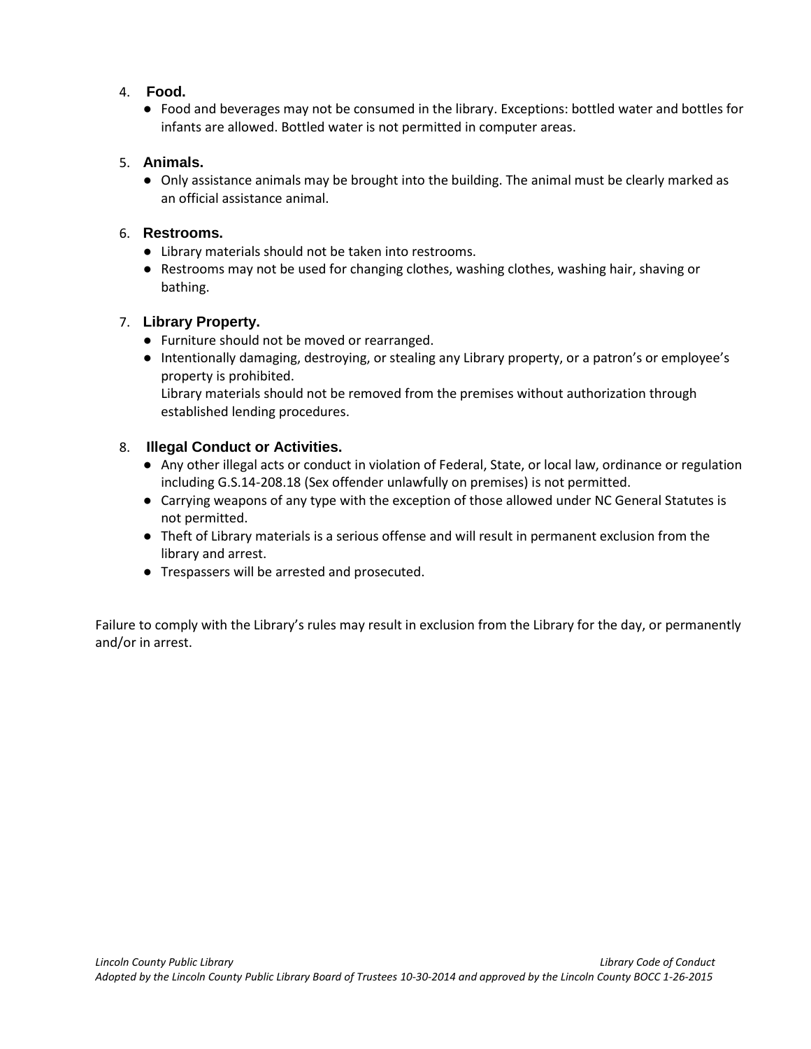4. **Food.**
    - Food and beverages may not be consumed in the library. Exceptions: bottled water and bottles for infants are allowed. Bottled water is not permitted in computer areas.

5. **Animals.**
    - Only assistance animals may be brought into the building. The animal must be clearly marked as an official assistance animal.

6. **Restrooms.**
    - Library materials should not be taken into restrooms.
    - Restrooms may not be used for changing clothes, washing clothes, washing hair, shaving or bathing.

7. **Library Property.**
    - Furniture should not be moved or rearranged.
    - Intentionally damaging, destroying, or stealing any Library property, or a patron's or employee's property is prohibited.
      Library materials should not be removed from the premises without authorization through established lending procedures.

8. **Illegal Conduct or Activities.**
    - Any other illegal acts or conduct in violation of Federal, State, or local law, ordinance or regulation including G.S.14-208.18 (Sex offender unlawfully on premises) is not permitted.
    - Carrying weapons of any type with the exception of those allowed under NC General Statutes is not permitted.
    - Theft of Library materials is a serious offense and will result in permanent exclusion from the library and arrest.
    - Trespassers will be arrested and prosecuted.

Failure to comply with the Library's rules may result in exclusion from the Library for the day, or permanently and/or in arrest.